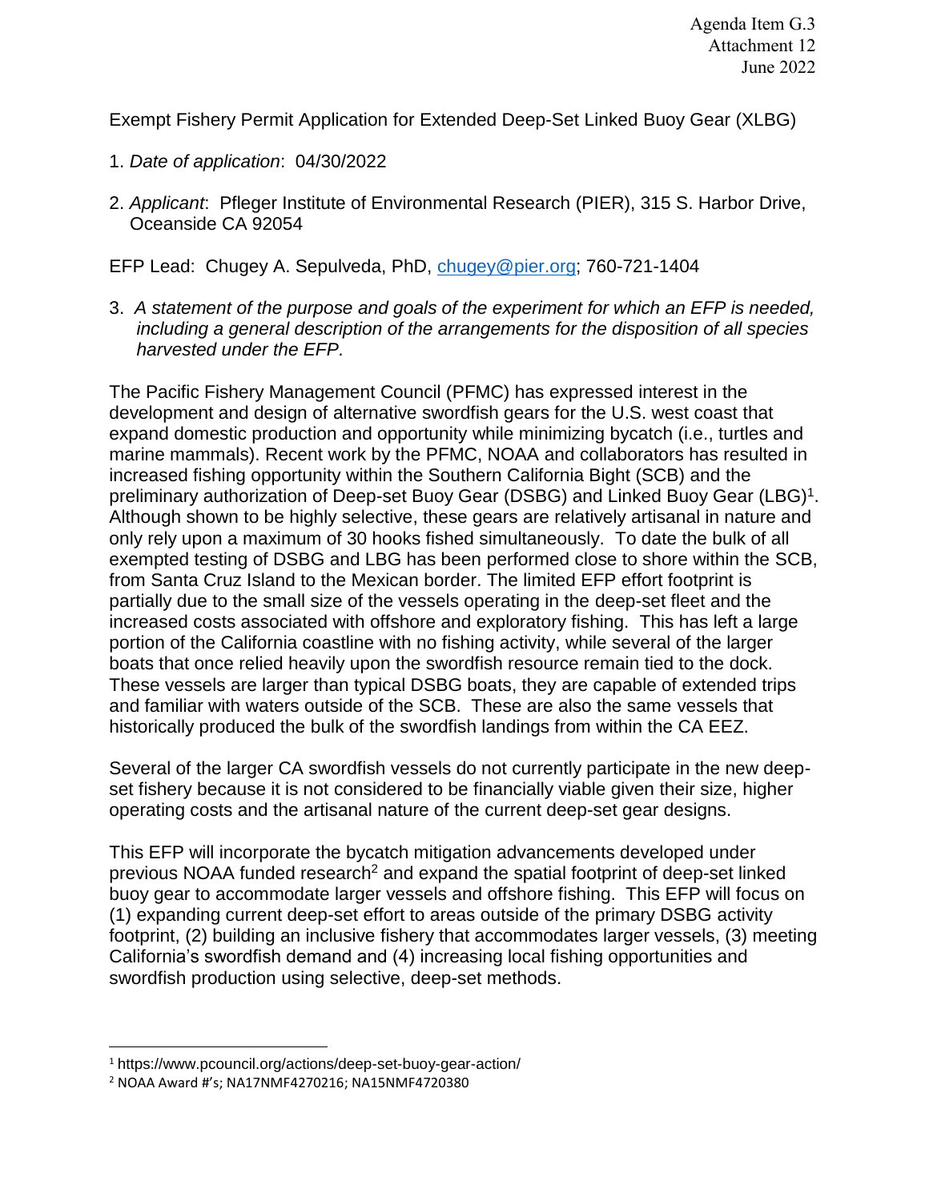Agenda Item G.3
Attachment 12
June 2022

Exempt Fishery Permit Application for Extended Deep-Set Linked Buoy Gear (XLBG)

1. *Date of application*: 04/30/2022

2. *Applicant*: Pfleger Institute of Environmental Research (PIER), 315 S. Harbor Drive, Oceanside CA 92054

EFP Lead: Chugey A. Sepulveda, PhD, chugey@pier.org; 760-721-1404

3. *A statement of the purpose and goals of the experiment for which an EFP is needed, including a general description of the arrangements for the disposition of all species harvested under the EFP.*

The Pacific Fishery Management Council (PFMC) has expressed interest in the development and design of alternative swordfish gears for the U.S. west coast that expand domestic production and opportunity while minimizing bycatch (i.e., turtles and marine mammals). Recent work by the PFMC, NOAA and collaborators has resulted in increased fishing opportunity within the Southern California Bight (SCB) and the preliminary authorization of Deep-set Buoy Gear (DSBG) and Linked Buoy Gear (LBG)[1]. Although shown to be highly selective, these gears are relatively artisanal in nature and only rely upon a maximum of 30 hooks fished simultaneously. To date the bulk of all exempted testing of DSBG and LBG has been performed close to shore within the SCB, from Santa Cruz Island to the Mexican border. The limited EFP effort footprint is partially due to the small size of the vessels operating in the deep-set fleet and the increased costs associated with offshore and exploratory fishing. This has left a large portion of the California coastline with no fishing activity, while several of the larger boats that once relied heavily upon the swordfish resource remain tied to the dock. These vessels are larger than typical DSBG boats, they are capable of extended trips and familiar with waters outside of the SCB. These are also the same vessels that historically produced the bulk of the swordfish landings from within the CA EEZ.

Several of the larger CA swordfish vessels do not currently participate in the new deep-set fishery because it is not considered to be financially viable given their size, higher operating costs and the artisanal nature of the current deep-set gear designs.

This EFP will incorporate the bycatch mitigation advancements developed under previous NOAA funded research[2] and expand the spatial footprint of deep-set linked buoy gear to accommodate larger vessels and offshore fishing. This EFP will focus on (1) expanding current deep-set effort to areas outside of the primary DSBG activity footprint, (2) building an inclusive fishery that accommodates larger vessels, (3) meeting California's swordfish demand and (4) increasing local fishing opportunities and swordfish production using selective, deep-set methods.

[1] https://www.pcouncil.org/actions/deep-set-buoy-gear-action/

[2] NOAA Award #'s; NA17NMF4270216; NA15NMF4720380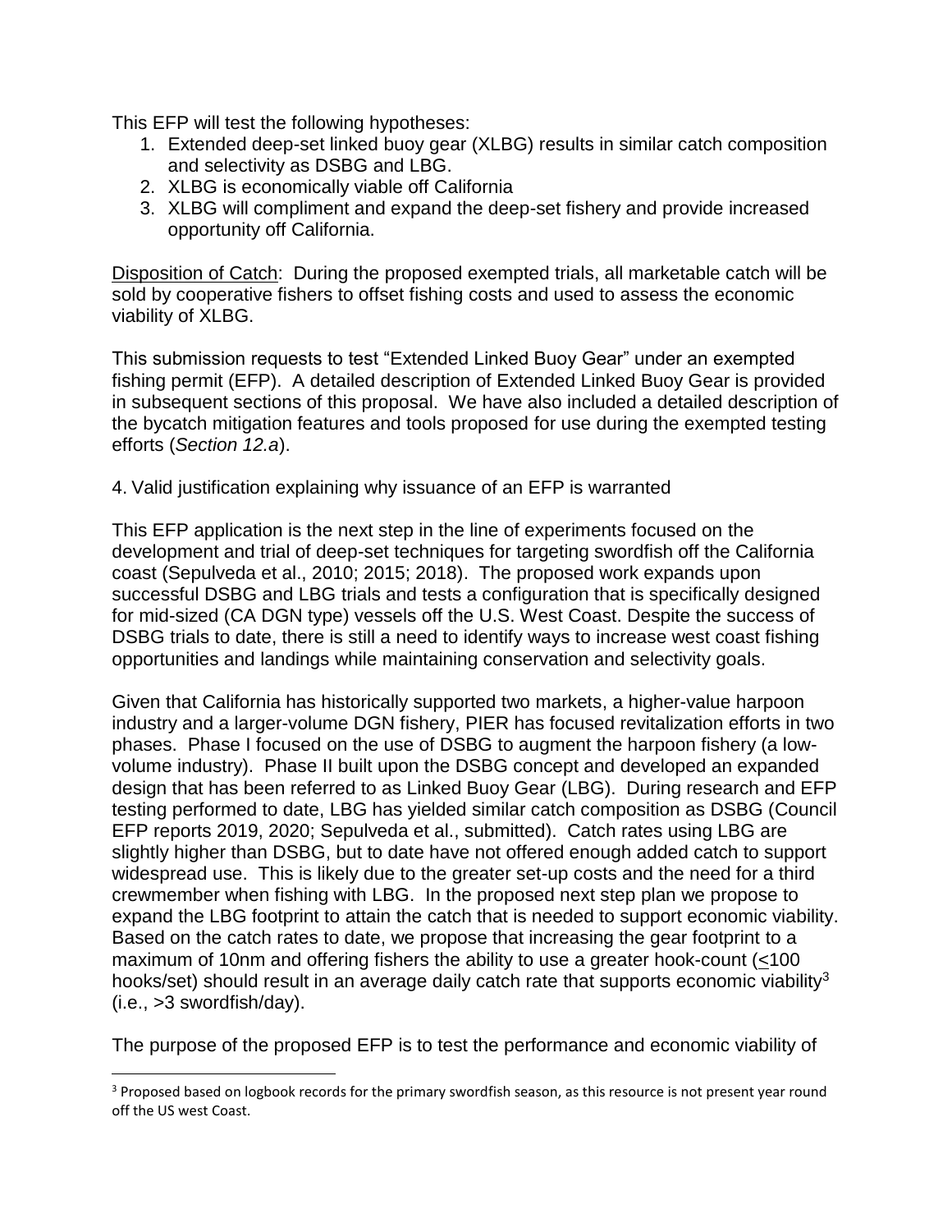This EFP will test the following hypotheses:

1. Extended deep-set linked buoy gear (XLBG) results in similar catch composition and selectivity as DSBG and LBG.
2. XLBG is economically viable off California
3. XLBG will compliment and expand the deep-set fishery and provide increased opportunity off California.

Disposition of Catch: During the proposed exempted trials, all marketable catch will be sold by cooperative fishers to offset fishing costs and used to assess the economic viability of XLBG.

This submission requests to test "Extended Linked Buoy Gear" under an exempted fishing permit (EFP). A detailed description of Extended Linked Buoy Gear is provided in subsequent sections of this proposal. We have also included a detailed description of the bycatch mitigation features and tools proposed for use during the exempted testing efforts (*Section 12.a*).

4. Valid justification explaining why issuance of an EFP is warranted

This EFP application is the next step in the line of experiments focused on the development and trial of deep-set techniques for targeting swordfish off the California coast (Sepulveda et al., 2010; 2015; 2018). The proposed work expands upon successful DSBG and LBG trials and tests a configuration that is specifically designed for mid-sized (CA DGN type) vessels off the U.S. West Coast. Despite the success of DSBG trials to date, there is still a need to identify ways to increase west coast fishing opportunities and landings while maintaining conservation and selectivity goals.

Given that California has historically supported two markets, a higher-value harpoon industry and a larger-volume DGN fishery, PIER has focused revitalization efforts in two phases. Phase I focused on the use of DSBG to augment the harpoon fishery (a low-volume industry). Phase II built upon the DSBG concept and developed an expanded design that has been referred to as Linked Buoy Gear (LBG). During research and EFP testing performed to date, LBG has yielded similar catch composition as DSBG (Council EFP reports 2019, 2020; Sepulveda et al., submitted). Catch rates using LBG are slightly higher than DSBG, but to date have not offered enough added catch to support widespread use. This is likely due to the greater set-up costs and the need for a third crewmember when fishing with LBG. In the proposed next step plan we propose to expand the LBG footprint to attain the catch that is needed to support economic viability. Based on the catch rates to date, we propose that increasing the gear footprint to a maximum of 10nm and offering fishers the ability to use a greater hook-count (≤100 hooks/set) should result in an average daily catch rate that supports economic viability[3] (i.e., >3 swordfish/day).

The purpose of the proposed EFP is to test the performance and economic viability of

[3] Proposed based on logbook records for the primary swordfish season, as this resource is not present year round off the US west Coast.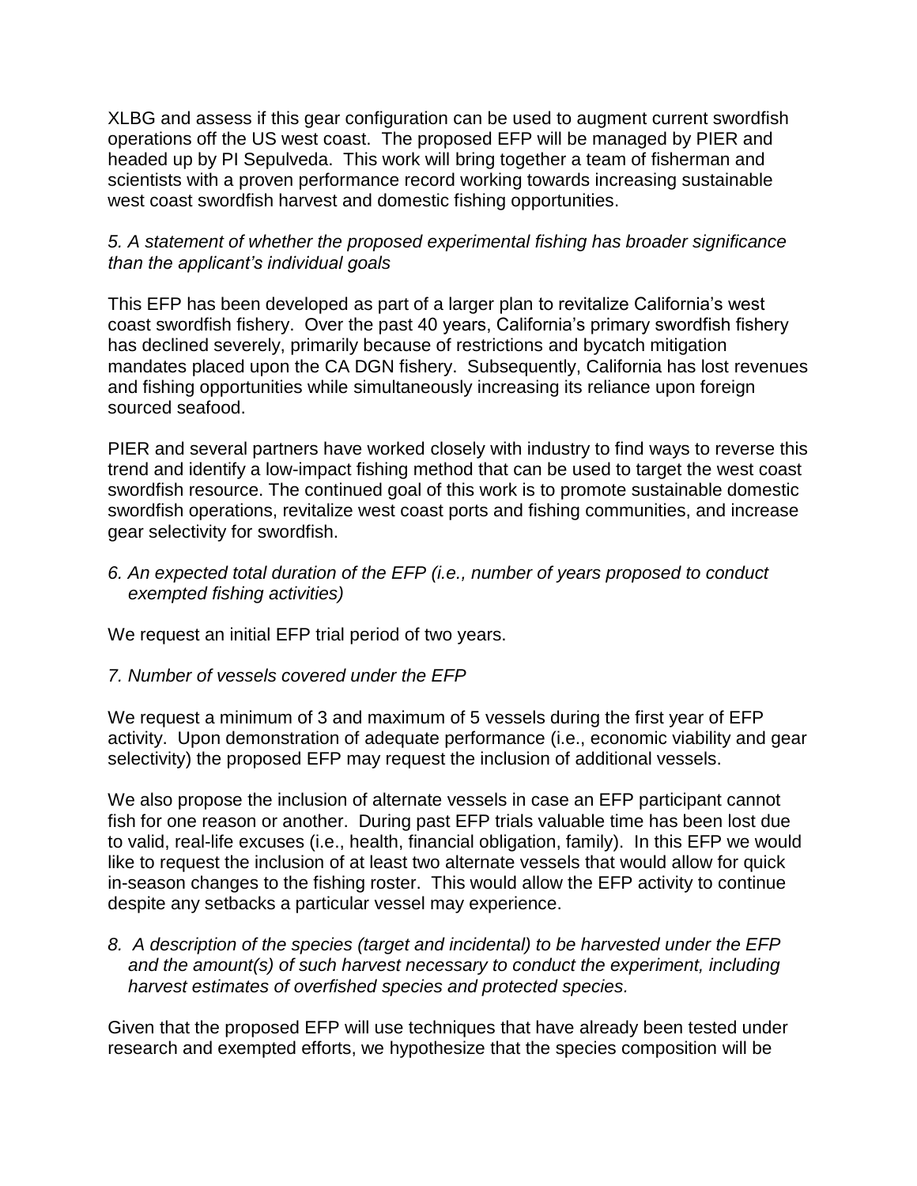XLBG and assess if this gear configuration can be used to augment current swordfish operations off the US west coast. The proposed EFP will be managed by PIER and headed up by PI Sepulveda. This work will bring together a team of fisherman and scientists with a proven performance record working towards increasing sustainable west coast swordfish harvest and domestic fishing opportunities.

*5. A statement of whether the proposed experimental fishing has broader significance than the applicant's individual goals*

This EFP has been developed as part of a larger plan to revitalize California's west coast swordfish fishery. Over the past 40 years, California's primary swordfish fishery has declined severely, primarily because of restrictions and bycatch mitigation mandates placed upon the CA DGN fishery. Subsequently, California has lost revenues and fishing opportunities while simultaneously increasing its reliance upon foreign sourced seafood.

PIER and several partners have worked closely with industry to find ways to reverse this trend and identify a low-impact fishing method that can be used to target the west coast swordfish resource. The continued goal of this work is to promote sustainable domestic swordfish operations, revitalize west coast ports and fishing communities, and increase gear selectivity for swordfish.

*6. An expected total duration of the EFP (i.e., number of years proposed to conduct exempted fishing activities)*

We request an initial EFP trial period of two years.

*7. Number of vessels covered under the EFP*

We request a minimum of 3 and maximum of 5 vessels during the first year of EFP activity. Upon demonstration of adequate performance (i.e., economic viability and gear selectivity) the proposed EFP may request the inclusion of additional vessels.

We also propose the inclusion of alternate vessels in case an EFP participant cannot fish for one reason or another. During past EFP trials valuable time has been lost due to valid, real-life excuses (i.e., health, financial obligation, family). In this EFP we would like to request the inclusion of at least two alternate vessels that would allow for quick in-season changes to the fishing roster. This would allow the EFP activity to continue despite any setbacks a particular vessel may experience.

*8. A description of the species (target and incidental) to be harvested under the EFP and the amount(s) of such harvest necessary to conduct the experiment, including harvest estimates of overfished species and protected species.*

Given that the proposed EFP will use techniques that have already been tested under research and exempted efforts, we hypothesize that the species composition will be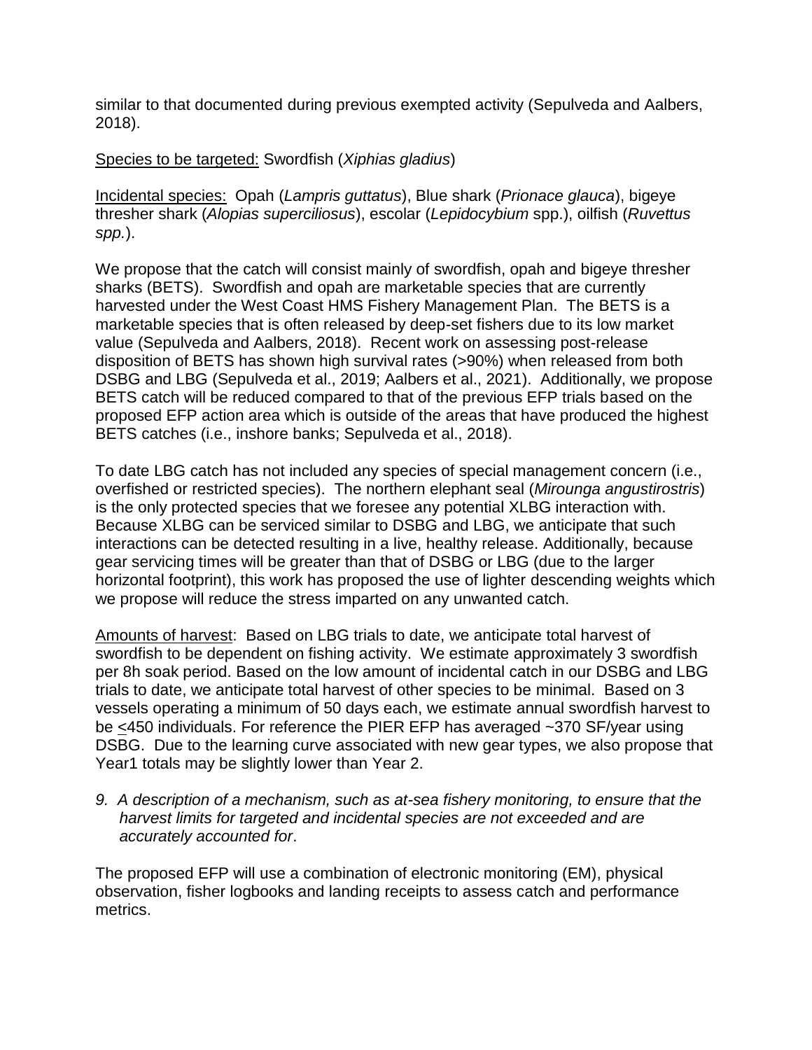similar to that documented during previous exempted activity (Sepulveda and Aalbers, 2018).

<u>Species to be targeted:</u> Swordfish (*Xiphias gladius*)

<u>Incidental species:</u> Opah (*Lampris guttatus*), Blue shark (*Prionace glauca*), bigeye thresher shark (*Alopias superciliosus*), escolar (*Lepidocybium* spp.), oilfish (*Ruvettus spp.*).

We propose that the catch will consist mainly of swordfish, opah and bigeye thresher sharks (BETS). Swordfish and opah are marketable species that are currently harvested under the West Coast HMS Fishery Management Plan. The BETS is a marketable species that is often released by deep-set fishers due to its low market value (Sepulveda and Aalbers, 2018). Recent work on assessing post-release disposition of BETS has shown high survival rates (>90%) when released from both DSBG and LBG (Sepulveda et al., 2019; Aalbers et al., 2021). Additionally, we propose BETS catch will be reduced compared to that of the previous EFP trials based on the proposed EFP action area which is outside of the areas that have produced the highest BETS catches (i.e., inshore banks; Sepulveda et al., 2018).

To date LBG catch has not included any species of special management concern (i.e., overfished or restricted species). The northern elephant seal (*Mirounga angustirostris*) is the only protected species that we foresee any potential XLBG interaction with. Because XLBG can be serviced similar to DSBG and LBG, we anticipate that such interactions can be detected resulting in a live, healthy release. Additionally, because gear servicing times will be greater than that of DSBG or LBG (due to the larger horizontal footprint), this work has proposed the use of lighter descending weights which we propose will reduce the stress imparted on any unwanted catch.

<u>Amounts of harvest</u>: Based on LBG trials to date, we anticipate total harvest of swordfish to be dependent on fishing activity. We estimate approximately 3 swordfish per 8h soak period. Based on the low amount of incidental catch in our DSBG and LBG trials to date, we anticipate total harvest of other species to be minimal. Based on 3 vessels operating a minimum of 50 days each, we estimate annual swordfish harvest to be ≤450 individuals. For reference the PIER EFP has averaged ~370 SF/year using DSBG. Due to the learning curve associated with new gear types, we also propose that Year1 totals may be slightly lower than Year 2.

9. *A description of a mechanism, such as at-sea fishery monitoring, to ensure that the harvest limits for targeted and incidental species are not exceeded and are accurately accounted for*.

The proposed EFP will use a combination of electronic monitoring (EM), physical observation, fisher logbooks and landing receipts to assess catch and performance metrics.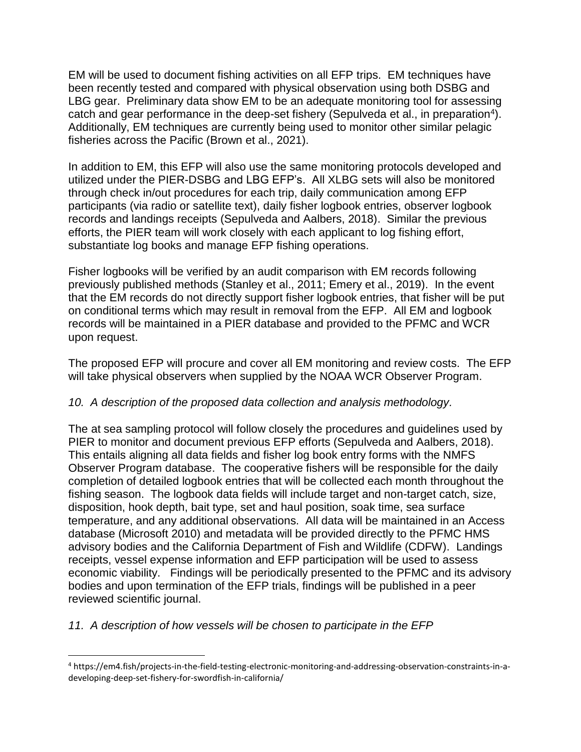EM will be used to document fishing activities on all EFP trips. EM techniques have been recently tested and compared with physical observation using both DSBG and LBG gear. Preliminary data show EM to be an adequate monitoring tool for assessing catch and gear performance in the deep-set fishery (Sepulveda et al., in preparation[4]). Additionally, EM techniques are currently being used to monitor other similar pelagic fisheries across the Pacific (Brown et al., 2021).

In addition to EM, this EFP will also use the same monitoring protocols developed and utilized under the PIER-DSBG and LBG EFP's. All XLBG sets will also be monitored through check in/out procedures for each trip, daily communication among EFP participants (via radio or satellite text), daily fisher logbook entries, observer logbook records and landings receipts (Sepulveda and Aalbers, 2018). Similar the previous efforts, the PIER team will work closely with each applicant to log fishing effort, substantiate log books and manage EFP fishing operations.

Fisher logbooks will be verified by an audit comparison with EM records following previously published methods (Stanley et al., 2011; Emery et al., 2019). In the event that the EM records do not directly support fisher logbook entries, that fisher will be put on conditional terms which may result in removal from the EFP. All EM and logbook records will be maintained in a PIER database and provided to the PFMC and WCR upon request.

The proposed EFP will procure and cover all EM monitoring and review costs. The EFP will take physical observers when supplied by the NOAA WCR Observer Program.

*10. A description of the proposed data collection and analysis methodology.*

The at sea sampling protocol will follow closely the procedures and guidelines used by PIER to monitor and document previous EFP efforts (Sepulveda and Aalbers, 2018). This entails aligning all data fields and fisher log book entry forms with the NMFS Observer Program database. The cooperative fishers will be responsible for the daily completion of detailed logbook entries that will be collected each month throughout the fishing season. The logbook data fields will include target and non-target catch, size, disposition, hook depth, bait type, set and haul position, soak time, sea surface temperature, and any additional observations. All data will be maintained in an Access database (Microsoft 2010) and metadata will be provided directly to the PFMC HMS advisory bodies and the California Department of Fish and Wildlife (CDFW). Landings receipts, vessel expense information and EFP participation will be used to assess economic viability. Findings will be periodically presented to the PFMC and its advisory bodies and upon termination of the EFP trials, findings will be published in a peer reviewed scientific journal.

*11. A description of how vessels will be chosen to participate in the EFP*

---

[4] https://em4.fish/projects-in-the-field-testing-electronic-monitoring-and-addressing-observation-constraints-in-a-developing-deep-set-fishery-for-swordfish-in-california/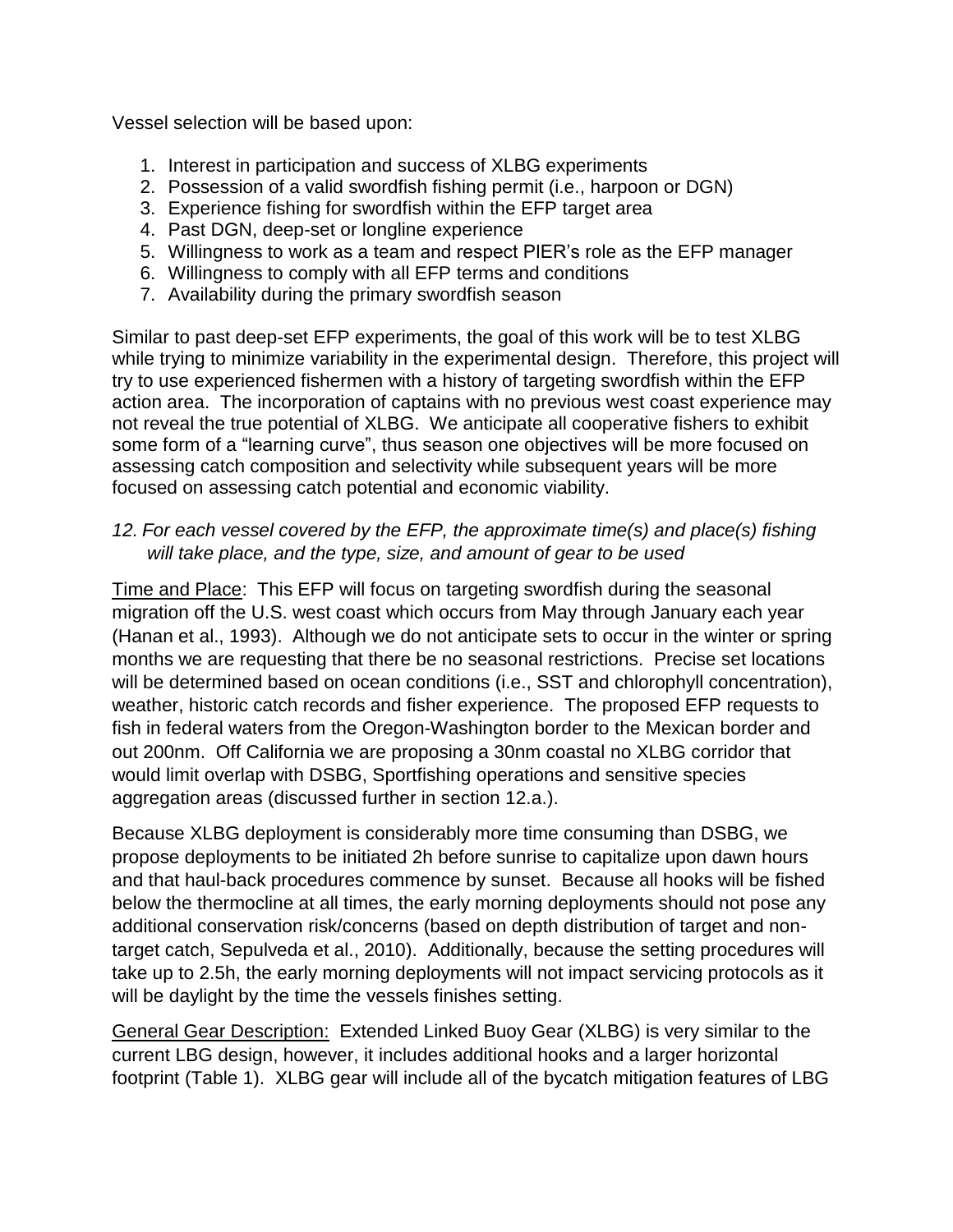Vessel selection will be based upon:

1. Interest in participation and success of XLBG experiments
2. Possession of a valid swordfish fishing permit (i.e., harpoon or DGN)
3. Experience fishing for swordfish within the EFP target area
4. Past DGN, deep-set or longline experience
5. Willingness to work as a team and respect PIER's role as the EFP manager
6. Willingness to comply with all EFP terms and conditions
7. Availability during the primary swordfish season

Similar to past deep-set EFP experiments, the goal of this work will be to test XLBG while trying to minimize variability in the experimental design. Therefore, this project will try to use experienced fishermen with a history of targeting swordfish within the EFP action area. The incorporation of captains with no previous west coast experience may not reveal the true potential of XLBG. We anticipate all cooperative fishers to exhibit some form of a "learning curve", thus season one objectives will be more focused on assessing catch composition and selectivity while subsequent years will be more focused on assessing catch potential and economic viability.

*12. For each vessel covered by the EFP, the approximate time(s) and place(s) fishing will take place, and the type, size, and amount of gear to be used*

<u>Time and Place</u>: This EFP will focus on targeting swordfish during the seasonal migration off the U.S. west coast which occurs from May through January each year (Hanan et al., 1993). Although we do not anticipate sets to occur in the winter or spring months we are requesting that there be no seasonal restrictions. Precise set locations will be determined based on ocean conditions (i.e., SST and chlorophyll concentration), weather, historic catch records and fisher experience. The proposed EFP requests to fish in federal waters from the Oregon-Washington border to the Mexican border and out 200nm. Off California we are proposing a 30nm coastal no XLBG corridor that would limit overlap with DSBG, Sportfishing operations and sensitive species aggregation areas (discussed further in section 12.a.).

Because XLBG deployment is considerably more time consuming than DSBG, we propose deployments to be initiated 2h before sunrise to capitalize upon dawn hours and that haul-back procedures commence by sunset. Because all hooks will be fished below the thermocline at all times, the early morning deployments should not pose any additional conservation risk/concerns (based on depth distribution of target and non-target catch, Sepulveda et al., 2010). Additionally, because the setting procedures will take up to 2.5h, the early morning deployments will not impact servicing protocols as it will be daylight by the time the vessels finishes setting.

<u>General Gear Description:</u> Extended Linked Buoy Gear (XLBG) is very similar to the current LBG design, however, it includes additional hooks and a larger horizontal footprint (Table 1). XLBG gear will include all of the bycatch mitigation features of LBG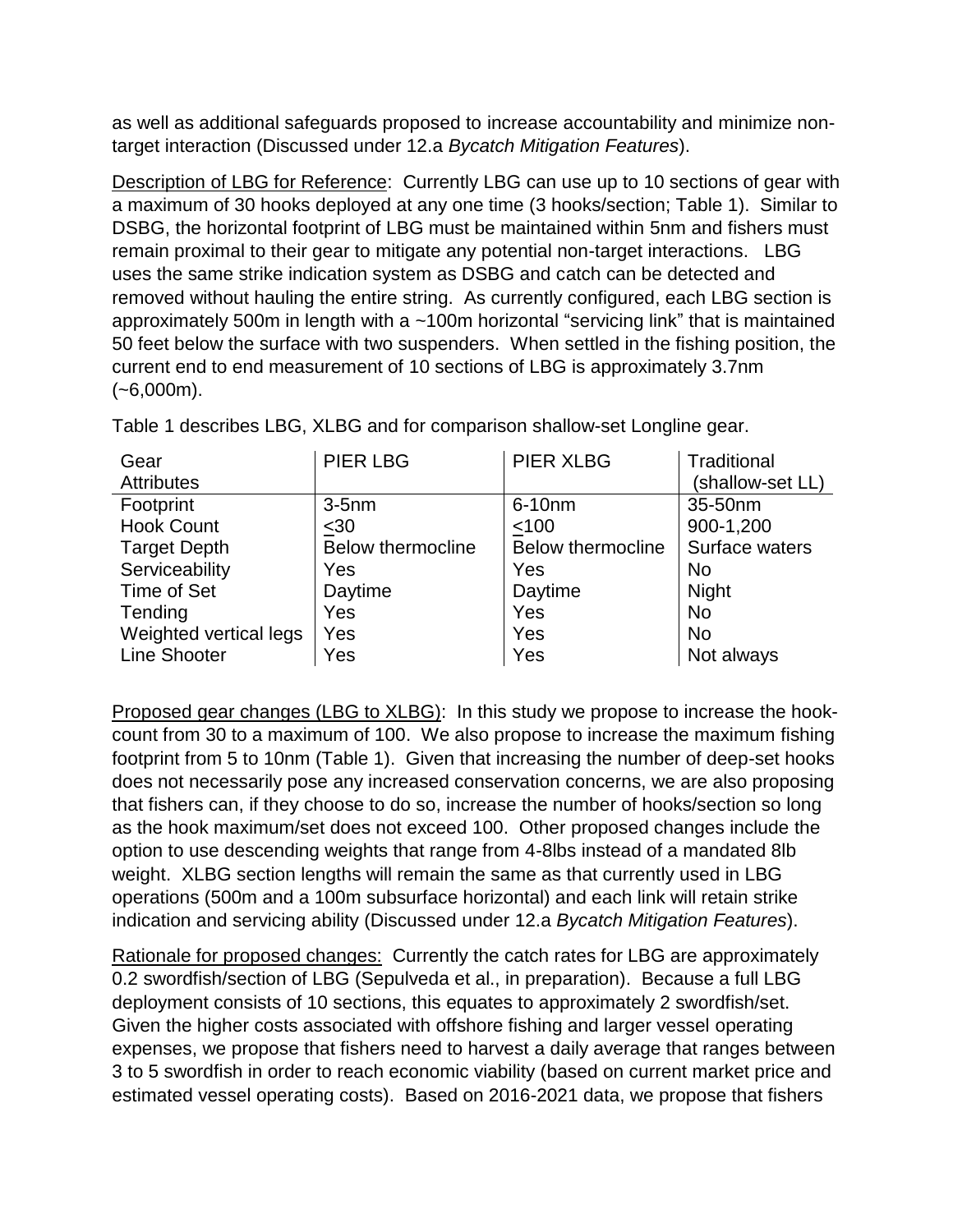as well as additional safeguards proposed to increase accountability and minimize non-target interaction (Discussed under 12.a *Bycatch Mitigation Features*).

Description of LBG for Reference: Currently LBG can use up to 10 sections of gear with a maximum of 30 hooks deployed at any one time (3 hooks/section; Table 1). Similar to DSBG, the horizontal footprint of LBG must be maintained within 5nm and fishers must remain proximal to their gear to mitigate any potential non-target interactions. LBG uses the same strike indication system as DSBG and catch can be detected and removed without hauling the entire string. As currently configured, each LBG section is approximately 500m in length with a ~100m horizontal "servicing link" that is maintained 50 feet below the surface with two suspenders. When settled in the fishing position, the current end to end measurement of 10 sections of LBG is approximately 3.7nm (~6,000m).

Table 1 describes LBG, XLBG and for comparison shallow-set Longline gear.

| Gear Attributes | PIER LBG | PIER XLBG | Traditional (shallow-set LL) |
|---|---|---|---|
| Footprint | 3-5nm | 6-10nm | 35-50nm |
| Hook Count | ≤30 | ≤100 | 900-1,200 |
| Target Depth | Below thermocline | Below thermocline | Surface waters |
| Serviceability | Yes | Yes | No |
| Time of Set | Daytime | Daytime | Night |
| Tending | Yes | Yes | No |
| Weighted vertical legs | Yes | Yes | No |
| Line Shooter | Yes | Yes | Not always |

Proposed gear changes (LBG to XLBG): In this study we propose to increase the hook-count from 30 to a maximum of 100. We also propose to increase the maximum fishing footprint from 5 to 10nm (Table 1). Given that increasing the number of deep-set hooks does not necessarily pose any increased conservation concerns, we are also proposing that fishers can, if they choose to do so, increase the number of hooks/section so long as the hook maximum/set does not exceed 100. Other proposed changes include the option to use descending weights that range from 4-8lbs instead of a mandated 8lb weight. XLBG section lengths will remain the same as that currently used in LBG operations (500m and a 100m subsurface horizontal) and each link will retain strike indication and servicing ability (Discussed under 12.a *Bycatch Mitigation Features*).

Rationale for proposed changes: Currently the catch rates for LBG are approximately 0.2 swordfish/section of LBG (Sepulveda et al., in preparation). Because a full LBG deployment consists of 10 sections, this equates to approximately 2 swordfish/set. Given the higher costs associated with offshore fishing and larger vessel operating expenses, we propose that fishers need to harvest a daily average that ranges between 3 to 5 swordfish in order to reach economic viability (based on current market price and estimated vessel operating costs). Based on 2016-2021 data, we propose that fishers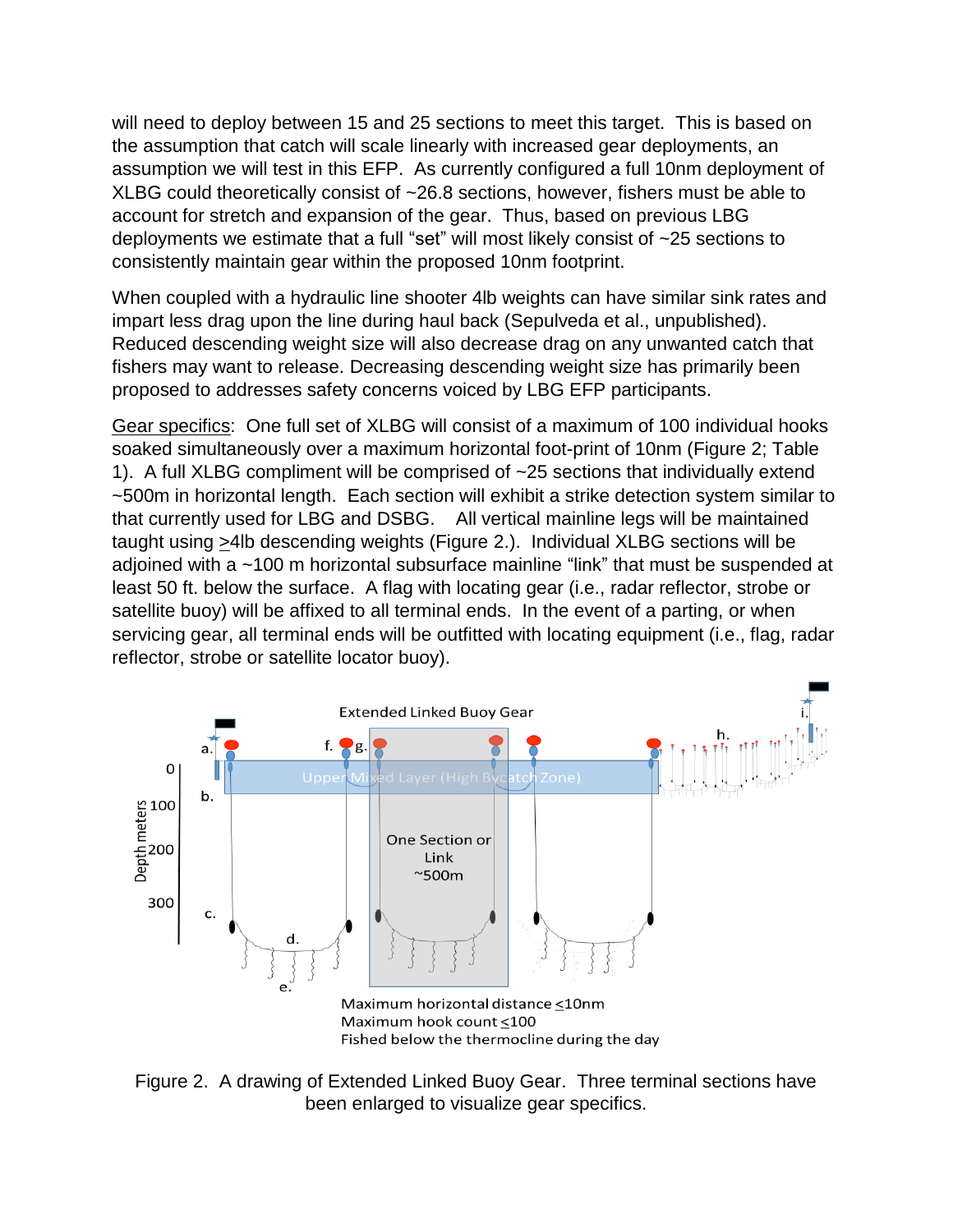will need to deploy between 15 and 25 sections to meet this target. This is based on the assumption that catch will scale linearly with increased gear deployments, an assumption we will test in this EFP. As currently configured a full 10nm deployment of XLBG could theoretically consist of ~26.8 sections, however, fishers must be able to account for stretch and expansion of the gear. Thus, based on previous LBG deployments we estimate that a full "set" will most likely consist of ~25 sections to consistently maintain gear within the proposed 10nm footprint.

When coupled with a hydraulic line shooter 4lb weights can have similar sink rates and impart less drag upon the line during haul back (Sepulveda et al., unpublished). Reduced descending weight size will also decrease drag on any unwanted catch that fishers may want to release. Decreasing descending weight size has primarily been proposed to addresses safety concerns voiced by LBG EFP participants.

Gear specifics: One full set of XLBG will consist of a maximum of 100 individual hooks soaked simultaneously over a maximum horizontal foot-print of 10nm (Figure 2; Table 1). A full XLBG compliment will be comprised of ~25 sections that individually extend ~500m in horizontal length. Each section will exhibit a strike detection system similar to that currently used for LBG and DSBG. All vertical mainline legs will be maintained taught using ≥4lb descending weights (Figure 2.). Individual XLBG sections will be adjoined with a ~100 m horizontal subsurface mainline "link" that must be suspended at least 50 ft. below the surface. A flag with locating gear (i.e., radar reflector, strobe or satellite buoy) will be affixed to all terminal ends. In the event of a parting, or when servicing gear, all terminal ends will be outfitted with locating equipment (i.e., flag, radar reflector, strobe or satellite locator buoy).

Extended Linked Buoy Gear

Upper Mixed Layer (High Bycatch Zone)

One Section or Link ~500m

Depth meters: 0, 100, 200, 300

a. b. c. d. e. f. g. h. i.

Maximum horizontal distance ≤10nm
Maximum hook count ≤100
Fished below the thermocline during the day

Figure 2. A drawing of Extended Linked Buoy Gear. Three terminal sections have been enlarged to visualize gear specifics.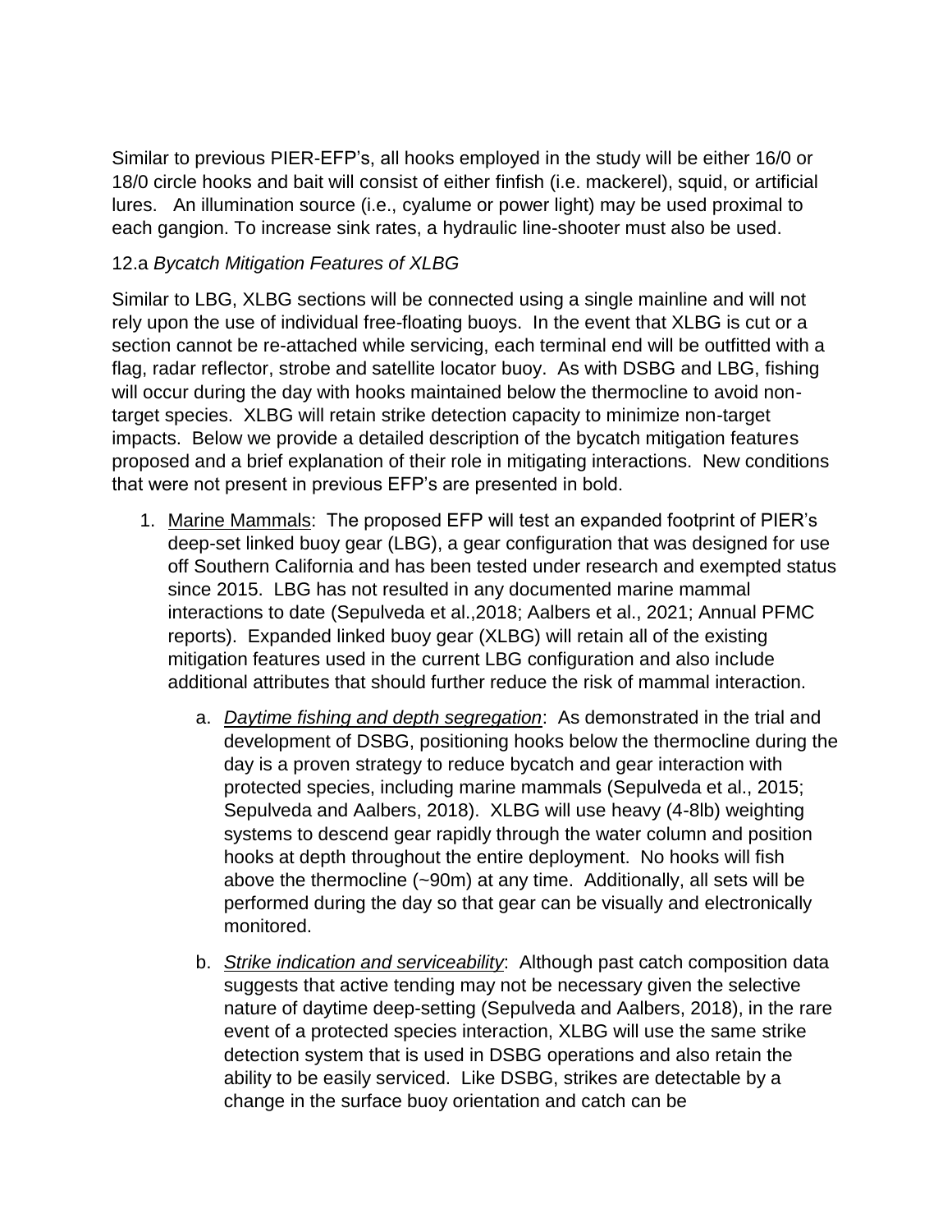Similar to previous PIER-EFP's, all hooks employed in the study will be either 16/0 or 18/0 circle hooks and bait will consist of either finfish (i.e. mackerel), squid, or artificial lures. An illumination source (i.e., cyalume or power light) may be used proximal to each gangion. To increase sink rates, a hydraulic line-shooter must also be used.

12.a *Bycatch Mitigation Features of XLBG*

Similar to LBG, XLBG sections will be connected using a single mainline and will not rely upon the use of individual free-floating buoys. In the event that XLBG is cut or a section cannot be re-attached while servicing, each terminal end will be outfitted with a flag, radar reflector, strobe and satellite locator buoy. As with DSBG and LBG, fishing will occur during the day with hooks maintained below the thermocline to avoid non-target species. XLBG will retain strike detection capacity to minimize non-target impacts. Below we provide a detailed description of the bycatch mitigation features proposed and a brief explanation of their role in mitigating interactions. New conditions that were not present in previous EFP's are presented in bold.

1. Marine Mammals: The proposed EFP will test an expanded footprint of PIER's deep-set linked buoy gear (LBG), a gear configuration that was designed for use off Southern California and has been tested under research and exempted status since 2015. LBG has not resulted in any documented marine mammal interactions to date (Sepulveda et al.,2018; Aalbers et al., 2021; Annual PFMC reports). Expanded linked buoy gear (XLBG) will retain all of the existing mitigation features used in the current LBG configuration and also include additional attributes that should further reduce the risk of mammal interaction.
    a. *Daytime fishing and depth segregation*: As demonstrated in the trial and development of DSBG, positioning hooks below the thermocline during the day is a proven strategy to reduce bycatch and gear interaction with protected species, including marine mammals (Sepulveda et al., 2015; Sepulveda and Aalbers, 2018). XLBG will use heavy (4-8lb) weighting systems to descend gear rapidly through the water column and position hooks at depth throughout the entire deployment. No hooks will fish above the thermocline (~90m) at any time. Additionally, all sets will be performed during the day so that gear can be visually and electronically monitored.
    b. *Strike indication and serviceability*: Although past catch composition data suggests that active tending may not be necessary given the selective nature of daytime deep-setting (Sepulveda and Aalbers, 2018), in the rare event of a protected species interaction, XLBG will use the same strike detection system that is used in DSBG operations and also retain the ability to be easily serviced. Like DSBG, strikes are detectable by a change in the surface buoy orientation and catch can be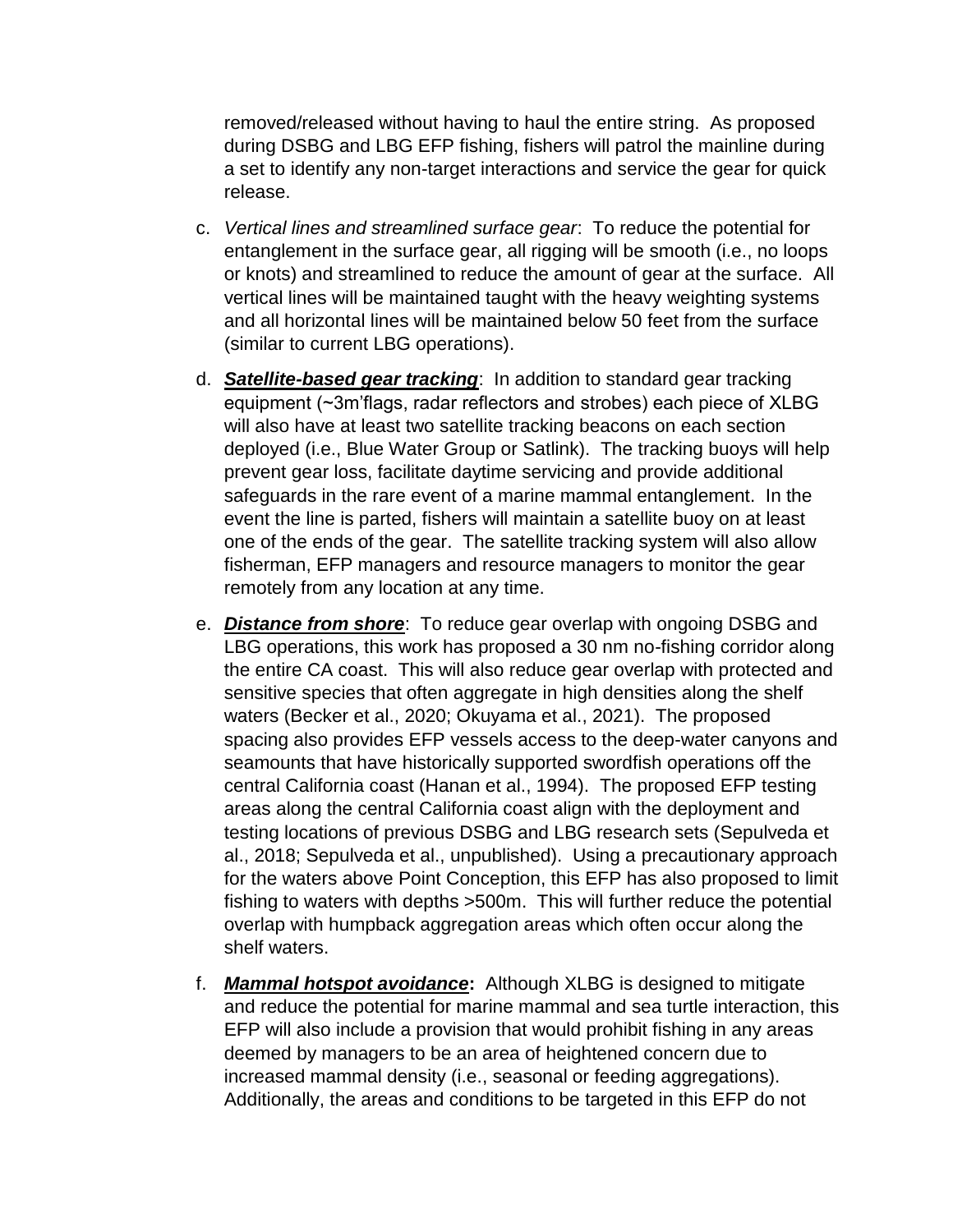removed/released without having to haul the entire string. As proposed during DSBG and LBG EFP fishing, fishers will patrol the mainline during a set to identify any non-target interactions and service the gear for quick release.

c. *Vertical lines and streamlined surface gear*: To reduce the potential for entanglement in the surface gear, all rigging will be smooth (i.e., no loops or knots) and streamlined to reduce the amount of gear at the surface. All vertical lines will be maintained taught with the heavy weighting systems and all horizontal lines will be maintained below 50 feet from the surface (similar to current LBG operations).

d. ***Satellite-based gear tracking***: In addition to standard gear tracking equipment (~3m'flags, radar reflectors and strobes) each piece of XLBG will also have at least two satellite tracking beacons on each section deployed (i.e., Blue Water Group or Satlink). The tracking buoys will help prevent gear loss, facilitate daytime servicing and provide additional safeguards in the rare event of a marine mammal entanglement. In the event the line is parted, fishers will maintain a satellite buoy on at least one of the ends of the gear. The satellite tracking system will also allow fisherman, EFP managers and resource managers to monitor the gear remotely from any location at any time.

e. ***Distance from shore***: To reduce gear overlap with ongoing DSBG and LBG operations, this work has proposed a 30 nm no-fishing corridor along the entire CA coast. This will also reduce gear overlap with protected and sensitive species that often aggregate in high densities along the shelf waters (Becker et al., 2020; Okuyama et al., 2021). The proposed spacing also provides EFP vessels access to the deep-water canyons and seamounts that have historically supported swordfish operations off the central California coast (Hanan et al., 1994). The proposed EFP testing areas along the central California coast align with the deployment and testing locations of previous DSBG and LBG research sets (Sepulveda et al., 2018; Sepulveda et al., unpublished). Using a precautionary approach for the waters above Point Conception, this EFP has also proposed to limit fishing to waters with depths >500m. This will further reduce the potential overlap with humpback aggregation areas which often occur along the shelf waters.

f. ***Mammal hotspot avoidance*****:** Although XLBG is designed to mitigate and reduce the potential for marine mammal and sea turtle interaction, this EFP will also include a provision that would prohibit fishing in any areas deemed by managers to be an area of heightened concern due to increased mammal density (i.e., seasonal or feeding aggregations). Additionally, the areas and conditions to be targeted in this EFP do not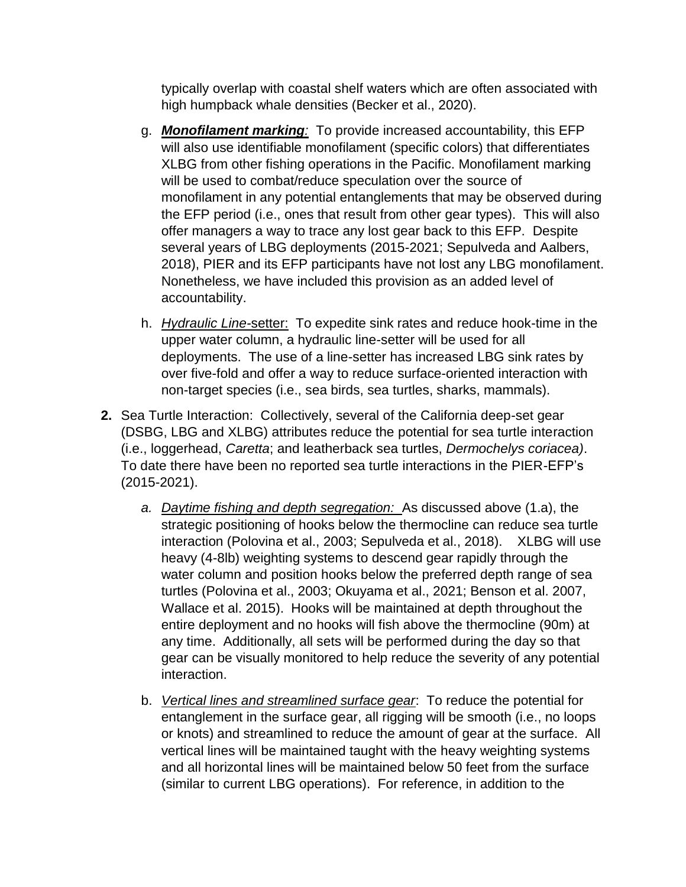typically overlap with coastal shelf waters which are often associated with high humpback whale densities (Becker et al., 2020).

g. ***Monofilament marking**:* To provide increased accountability, this EFP will also use identifiable monofilament (specific colors) that differentiates XLBG from other fishing operations in the Pacific. Monofilament marking will be used to combat/reduce speculation over the source of monofilament in any potential entanglements that may be observed during the EFP period (i.e., ones that result from other gear types). This will also offer managers a way to trace any lost gear back to this EFP. Despite several years of LBG deployments (2015-2021; Sepulveda and Aalbers, 2018), PIER and its EFP participants have not lost any LBG monofilament. Nonetheless, we have included this provision as an added level of accountability.

h. *Hydraulic Line*-setter: To expedite sink rates and reduce hook-time in the upper water column, a hydraulic line-setter will be used for all deployments. The use of a line-setter has increased LBG sink rates by over five-fold and offer a way to reduce surface-oriented interaction with non-target species (i.e., sea birds, sea turtles, sharks, mammals).

**2.** Sea Turtle Interaction: Collectively, several of the California deep-set gear (DSBG, LBG and XLBG) attributes reduce the potential for sea turtle interaction (i.e., loggerhead, *Caretta*; and leatherback sea turtles, *Dermochelys coriacea)*. To date there have been no reported sea turtle interactions in the PIER-EFP's (2015-2021).

a. *Daytime fishing and depth segregation:* As discussed above (1.a), the strategic positioning of hooks below the thermocline can reduce sea turtle interaction (Polovina et al., 2003; Sepulveda et al., 2018). XLBG will use heavy (4-8lb) weighting systems to descend gear rapidly through the water column and position hooks below the preferred depth range of sea turtles (Polovina et al., 2003; Okuyama et al., 2021; Benson et al. 2007, Wallace et al. 2015). Hooks will be maintained at depth throughout the entire deployment and no hooks will fish above the thermocline (90m) at any time. Additionally, all sets will be performed during the day so that gear can be visually monitored to help reduce the severity of any potential interaction.

b. *Vertical lines and streamlined surface gear*: To reduce the potential for entanglement in the surface gear, all rigging will be smooth (i.e., no loops or knots) and streamlined to reduce the amount of gear at the surface. All vertical lines will be maintained taught with the heavy weighting systems and all horizontal lines will be maintained below 50 feet from the surface (similar to current LBG operations). For reference, in addition to the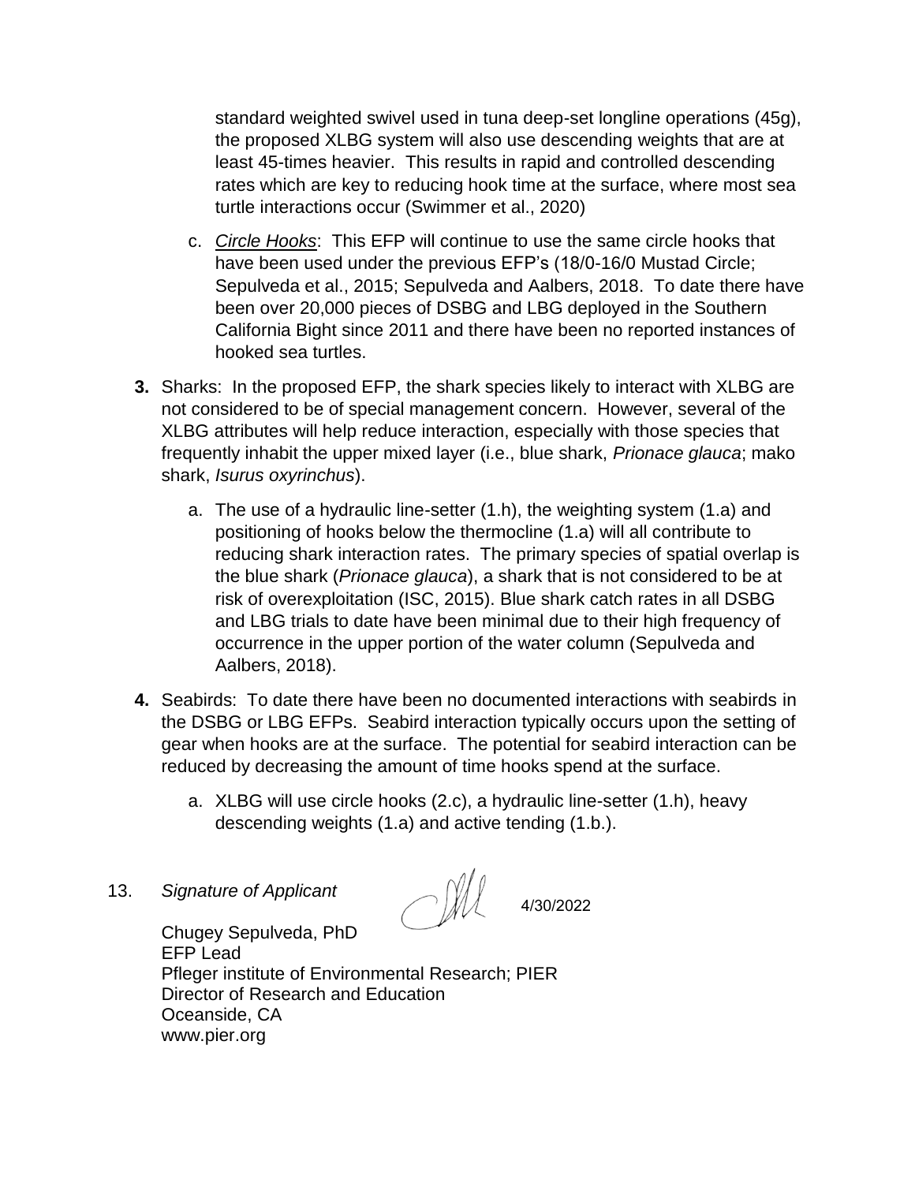standard weighted swivel used in tuna deep-set longline operations (45g), the proposed XLBG system will also use descending weights that are at least 45-times heavier. This results in rapid and controlled descending rates which are key to reducing hook time at the surface, where most sea turtle interactions occur (Swimmer et al., 2020)

c. *Circle Hooks*: This EFP will continue to use the same circle hooks that have been used under the previous EFP's (18/0-16/0 Mustad Circle; Sepulveda et al., 2015; Sepulveda and Aalbers, 2018. To date there have been over 20,000 pieces of DSBG and LBG deployed in the Southern California Bight since 2011 and there have been no reported instances of hooked sea turtles.

**3.** Sharks: In the proposed EFP, the shark species likely to interact with XLBG are not considered to be of special management concern. However, several of the XLBG attributes will help reduce interaction, especially with those species that frequently inhabit the upper mixed layer (i.e., blue shark, *Prionace glauca*; mako shark, *Isurus oxyrinchus*).

a. The use of a hydraulic line-setter (1.h), the weighting system (1.a) and positioning of hooks below the thermocline (1.a) will all contribute to reducing shark interaction rates. The primary species of spatial overlap is the blue shark (*Prionace glauca*), a shark that is not considered to be at risk of overexploitation (ISC, 2015). Blue shark catch rates in all DSBG and LBG trials to date have been minimal due to their high frequency of occurrence in the upper portion of the water column (Sepulveda and Aalbers, 2018).

**4.** Seabirds: To date there have been no documented interactions with seabirds in the DSBG or LBG EFPs. Seabird interaction typically occurs upon the setting of gear when hooks are at the surface. The potential for seabird interaction can be reduced by decreasing the amount of time hooks spend at the surface.

a. XLBG will use circle hooks (2.c), a hydraulic line-setter (1.h), heavy descending weights (1.a) and active tending (1.b.).

13. *Signature of Applicant* 4/30/2022

Chugey Sepulveda, PhD
EFP Lead
Pfleger institute of Environmental Research; PIER
Director of Research and Education
Oceanside, CA
www.pier.org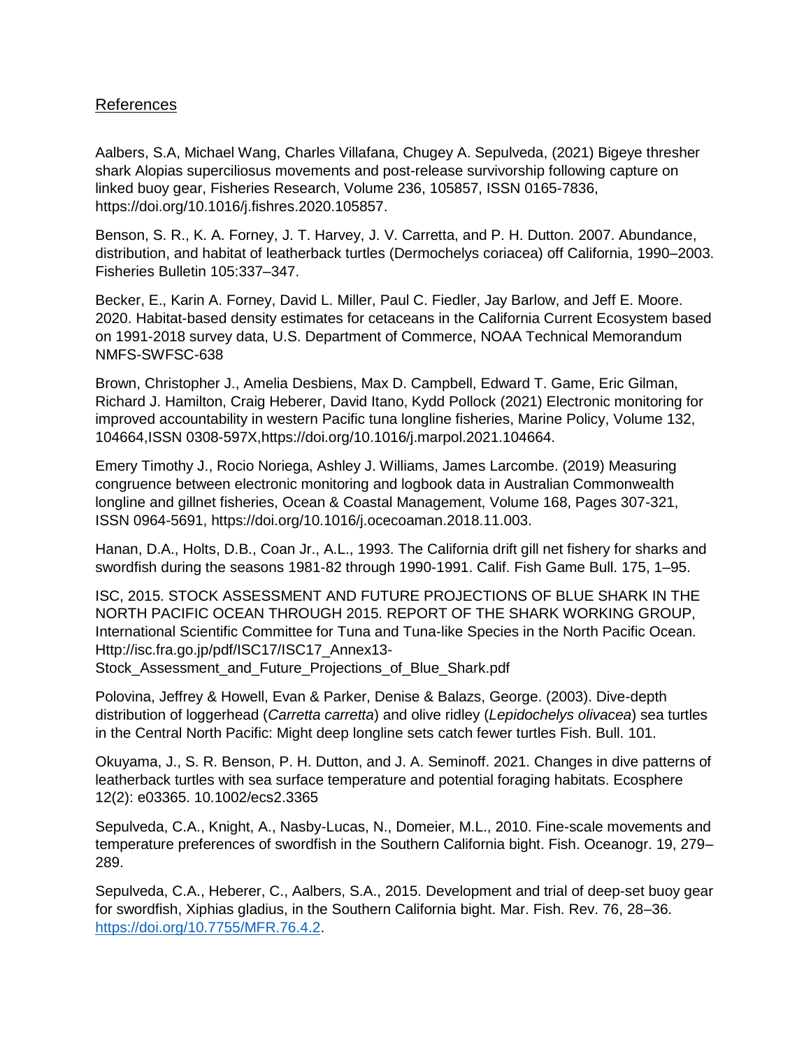References

Aalbers, S.A, Michael Wang, Charles Villafana, Chugey A. Sepulveda, (2021) Bigeye thresher shark Alopias superciliosus movements and post-release survivorship following capture on linked buoy gear, Fisheries Research, Volume 236, 105857, ISSN 0165-7836, https://doi.org/10.1016/j.fishres.2020.105857.

Benson, S. R., K. A. Forney, J. T. Harvey, J. V. Carretta, and P. H. Dutton. 2007. Abundance, distribution, and habitat of leatherback turtles (Dermochelys coriacea) off California, 1990–2003. Fisheries Bulletin 105:337–347.

Becker, E., Karin A. Forney, David L. Miller, Paul C. Fiedler, Jay Barlow, and Jeff E. Moore. 2020. Habitat-based density estimates for cetaceans in the California Current Ecosystem based on 1991-2018 survey data, U.S. Department of Commerce, NOAA Technical Memorandum NMFS-SWFSC-638

Brown, Christopher J., Amelia Desbiens, Max D. Campbell, Edward T. Game, Eric Gilman, Richard J. Hamilton, Craig Heberer, David Itano, Kydd Pollock (2021) Electronic monitoring for improved accountability in western Pacific tuna longline fisheries, Marine Policy, Volume 132, 104664,ISSN 0308-597X,https://doi.org/10.1016/j.marpol.2021.104664.

Emery Timothy J., Rocio Noriega, Ashley J. Williams, James Larcombe. (2019) Measuring congruence between electronic monitoring and logbook data in Australian Commonwealth longline and gillnet fisheries, Ocean & Coastal Management, Volume 168, Pages 307-321, ISSN 0964-5691, https://doi.org/10.1016/j.ocecoaman.2018.11.003.

Hanan, D.A., Holts, D.B., Coan Jr., A.L., 1993. The California drift gill net fishery for sharks and swordfish during the seasons 1981-82 through 1990-1991. Calif. Fish Game Bull. 175, 1–95.

ISC, 2015. STOCK ASSESSMENT AND FUTURE PROJECTIONS OF BLUE SHARK IN THE NORTH PACIFIC OCEAN THROUGH 2015. REPORT OF THE SHARK WORKING GROUP, International Scientific Committee for Tuna and Tuna-like Species in the North Pacific Ocean. Http://isc.fra.go.jp/pdf/ISC17/ISC17_Annex13-Stock_Assessment_and_Future_Projections_of_Blue_Shark.pdf

Polovina, Jeffrey & Howell, Evan & Parker, Denise & Balazs, George. (2003). Dive-depth distribution of loggerhead (*Carretta carretta*) and olive ridley (*Lepidochelys olivacea*) sea turtles in the Central North Pacific: Might deep longline sets catch fewer turtles Fish. Bull. 101.

Okuyama, J., S. R. Benson, P. H. Dutton, and J. A. Seminoff. 2021. Changes in dive patterns of leatherback turtles with sea surface temperature and potential foraging habitats. Ecosphere 12(2): e03365. 10.1002/ecs2.3365

Sepulveda, C.A., Knight, A., Nasby-Lucas, N., Domeier, M.L., 2010. Fine-scale movements and temperature preferences of swordfish in the Southern California bight. Fish. Oceanogr. 19, 279–289.

Sepulveda, C.A., Heberer, C., Aalbers, S.A., 2015. Development and trial of deep-set buoy gear for swordfish, Xiphias gladius, in the Southern California bight. Mar. Fish. Rev. 76, 28–36. https://doi.org/10.7755/MFR.76.4.2.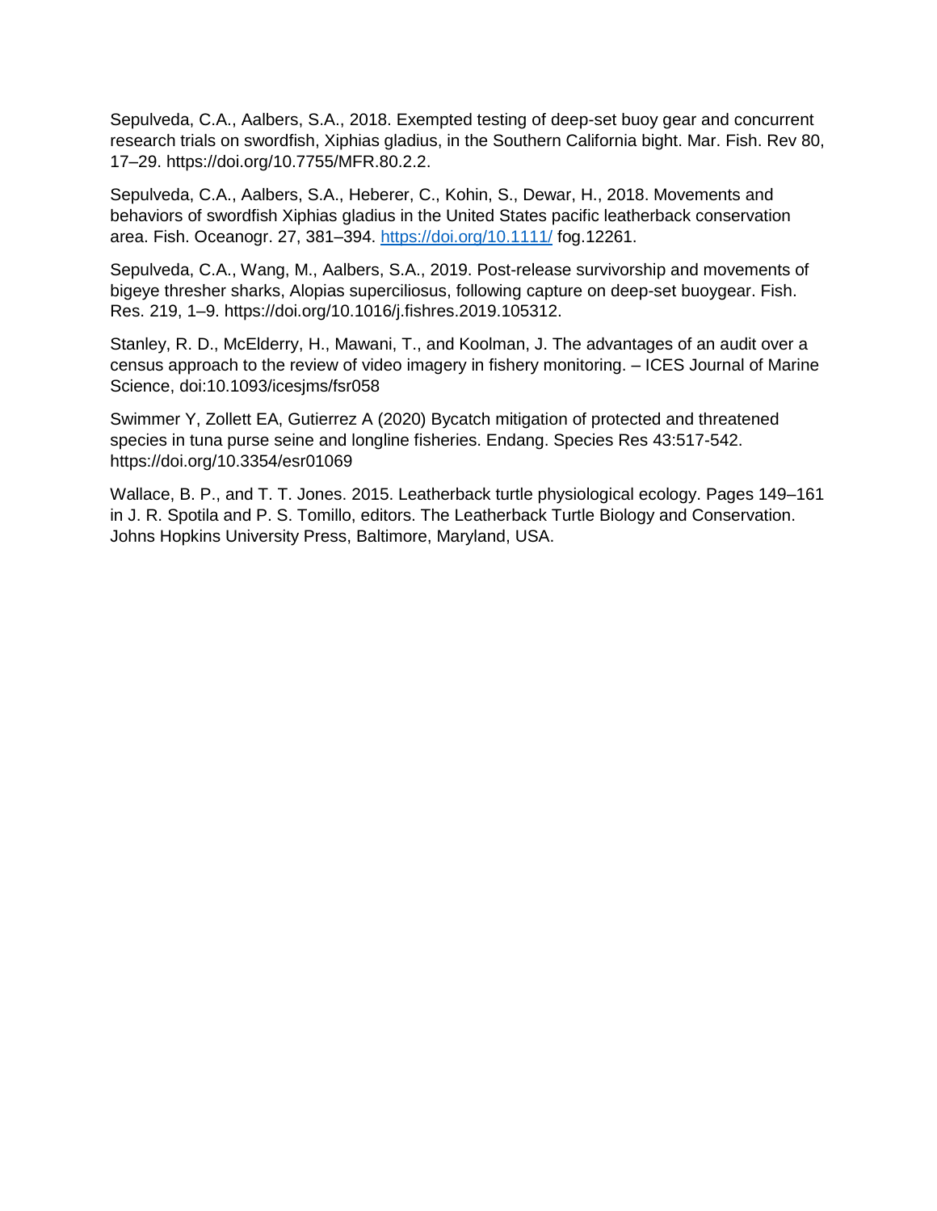Sepulveda, C.A., Aalbers, S.A., 2018. Exempted testing of deep-set buoy gear and concurrent research trials on swordfish, Xiphias gladius, in the Southern California bight. Mar. Fish. Rev 80, 17–29. https://doi.org/10.7755/MFR.80.2.2.

Sepulveda, C.A., Aalbers, S.A., Heberer, C., Kohin, S., Dewar, H., 2018. Movements and behaviors of swordfish Xiphias gladius in the United States pacific leatherback conservation area. Fish. Oceanogr. 27, 381–394. https://doi.org/10.1111/ fog.12261.

Sepulveda, C.A., Wang, M., Aalbers, S.A., 2019. Post-release survivorship and movements of bigeye thresher sharks, Alopias superciliosus, following capture on deep-set buoygear. Fish. Res. 219, 1–9. https://doi.org/10.1016/j.fishres.2019.105312.

Stanley, R. D., McElderry, H., Mawani, T., and Koolman, J. The advantages of an audit over a census approach to the review of video imagery in fishery monitoring. – ICES Journal of Marine Science, doi:10.1093/icesjms/fsr058

Swimmer Y, Zollett EA, Gutierrez A (2020) Bycatch mitigation of protected and threatened species in tuna purse seine and longline fisheries. Endang. Species Res 43:517-542. https://doi.org/10.3354/esr01069

Wallace, B. P., and T. T. Jones. 2015. Leatherback turtle physiological ecology. Pages 149–161 in J. R. Spotila and P. S. Tomillo, editors. The Leatherback Turtle Biology and Conservation. Johns Hopkins University Press, Baltimore, Maryland, USA.